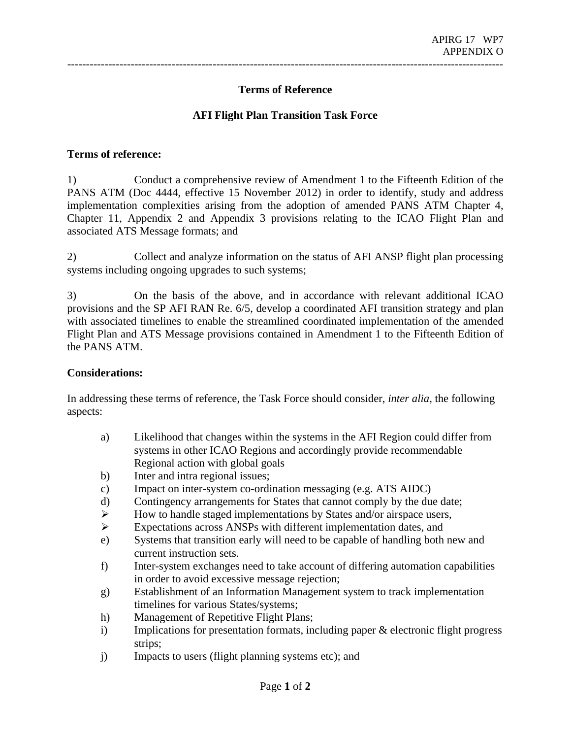APIRG 17 WP7
APPENDIX O

---

## Terms of Reference

## AFI Flight Plan Transition Task Force

**Terms of reference:**

1) Conduct a comprehensive review of Amendment 1 to the Fifteenth Edition of the PANS ATM (Doc 4444, effective 15 November 2012) in order to identify, study and address implementation complexities arising from the adoption of amended PANS ATM Chapter 4, Chapter 11, Appendix 2 and Appendix 3 provisions relating to the ICAO Flight Plan and associated ATS Message formats; and

2) Collect and analyze information on the status of AFI ANSP flight plan processing systems including ongoing upgrades to such systems;

3) On the basis of the above, and in accordance with relevant additional ICAO provisions and the SP AFI RAN Re. 6/5, develop a coordinated AFI transition strategy and plan with associated timelines to enable the streamlined coordinated implementation of the amended Flight Plan and ATS Message provisions contained in Amendment 1 to the Fifteenth Edition of the PANS ATM.

**Considerations:**

In addressing these terms of reference, the Task Force should consider, *inter alia*, the following aspects:

a) Likelihood that changes within the systems in the AFI Region could differ from systems in other ICAO Regions and accordingly provide recommendable Regional action with global goals
b) Inter and intra regional issues;
c) Impact on inter-system co-ordination messaging (e.g. ATS AIDC)
d) Contingency arrangements for States that cannot comply by the due date;
   - How to handle staged implementations by States and/or airspace users,
   - Expectations across ANSPs with different implementation dates, and
e) Systems that transition early will need to be capable of handling both new and current instruction sets.
f) Inter-system exchanges need to take account of differing automation capabilities in order to avoid excessive message rejection;
g) Establishment of an Information Management system to track implementation timelines for various States/systems;
h) Management of Repetitive Flight Plans;
i) Implications for presentation formats, including paper & electronic flight progress strips;
j) Impacts to users (flight planning systems etc); and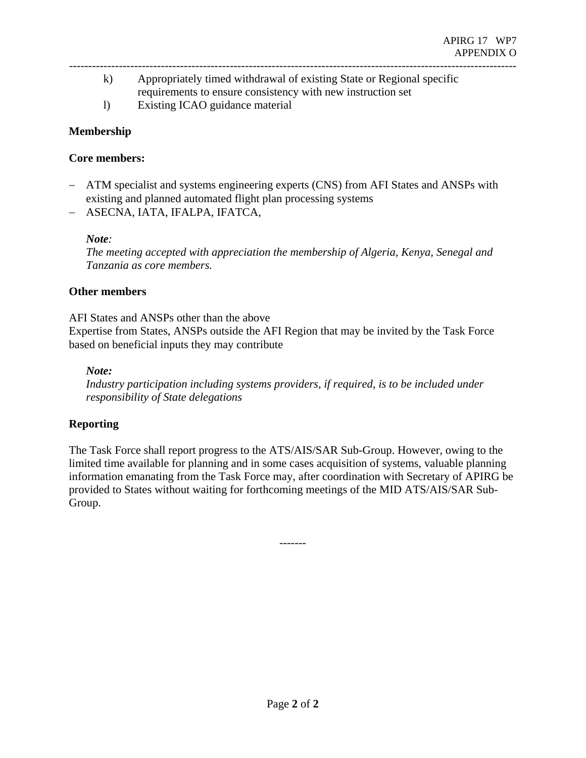k) Appropriately timed withdrawal of existing State or Regional specific requirements to ensure consistency with new instruction set

l) Existing ICAO guidance material

**Membership**

**Core members:**

- ATM specialist and systems engineering experts (CNS) from AFI States and ANSPs with existing and planned automated flight plan processing systems
- ASECNA, IATA, IFALPA, IFATCA,

*Note:*
*The meeting accepted with appreciation the membership of Algeria, Kenya, Senegal and Tanzania as core members.*

**Other members**

AFI States and ANSPs other than the above
Expertise from States, ANSPs outside the AFI Region that may be invited by the Task Force based on beneficial inputs they may contribute

*Note:*
*Industry participation including systems providers, if required, is to be included under responsibility of State delegations*

**Reporting**

The Task Force shall report progress to the ATS/AIS/SAR Sub-Group. However, owing to the limited time available for planning and in some cases acquisition of systems, valuable planning information emanating from the Task Force may, after coordination with Secretary of APIRG be provided to States without waiting for forthcoming meetings of the MID ATS/AIS/SAR Sub-Group.

-------